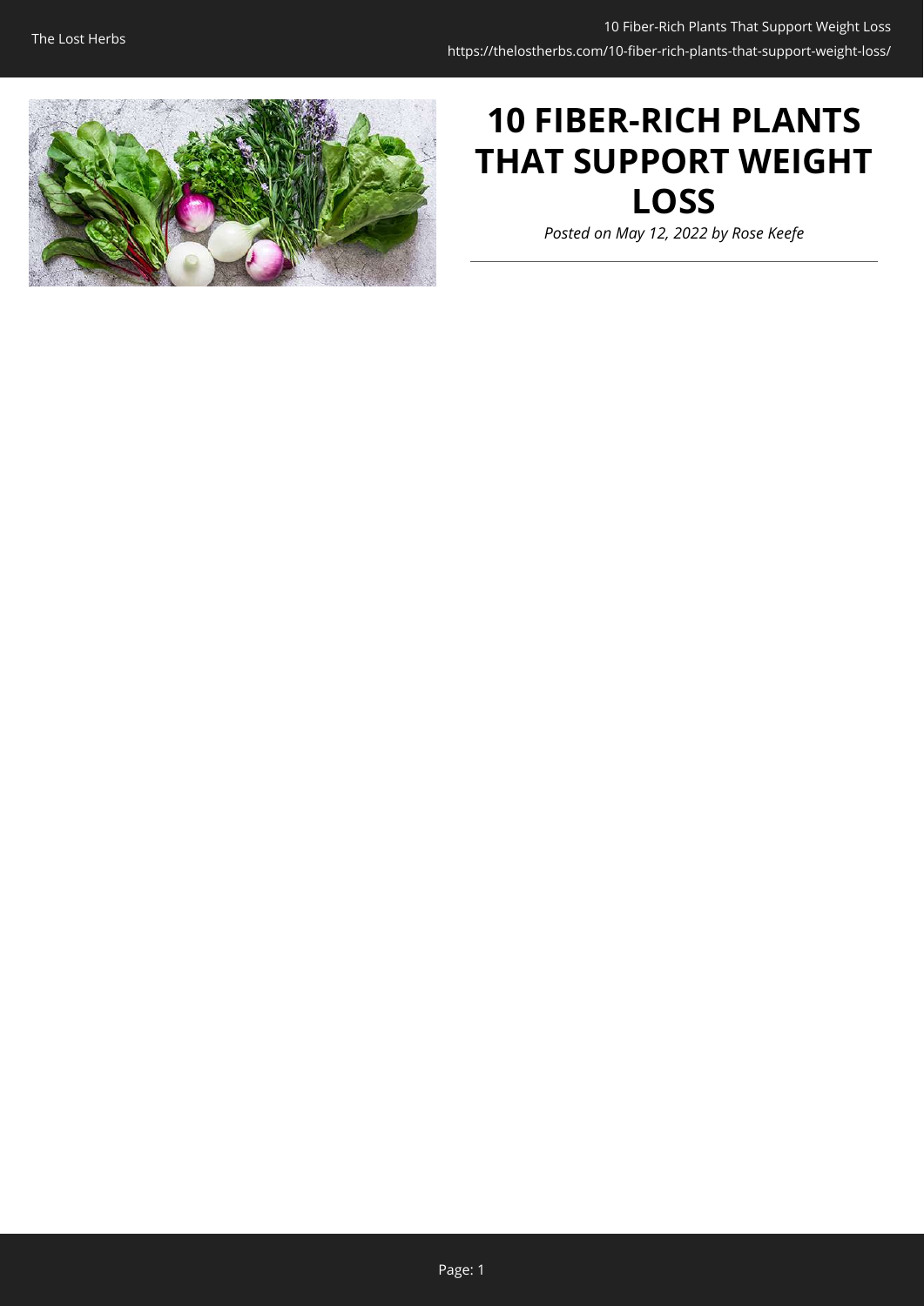# 10 FIBER-RICH PLANTS THAT SUPPORT WEIGHT LOSS

*Posted on May 12, 2022 by Rose Keefe*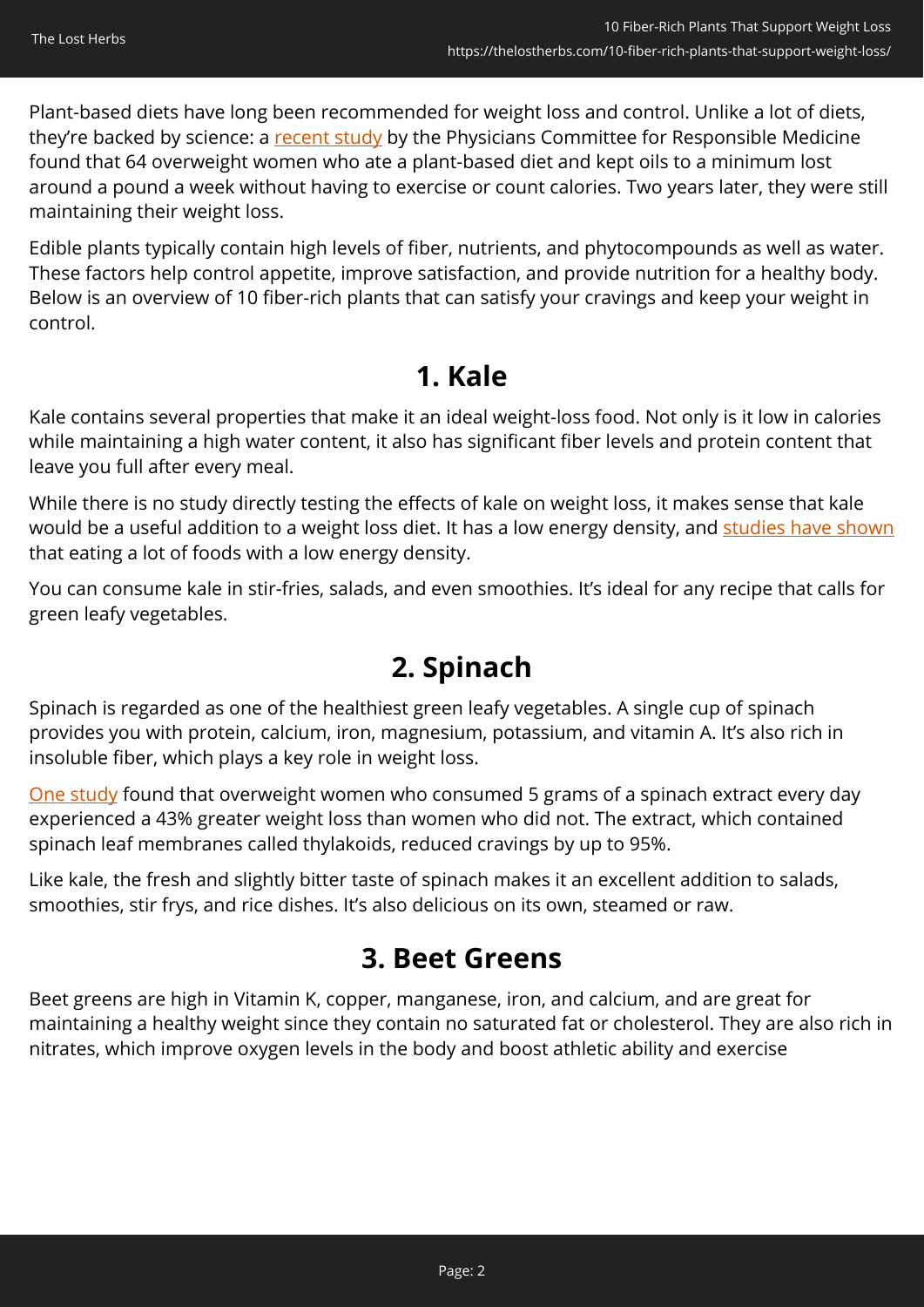Plant-based diets have long been recommended for weight loss and control. Unlike a lot of diets, they're backed by science: a recent study by the Physicians Committee for Responsible Medicine found that 64 overweight women who ate a plant-based diet and kept oils to a minimum lost around a pound a week without having to exercise or count calories. Two years later, they were still maintaining their weight loss.

Edible plants typically contain high levels of fiber, nutrients, and phytocompounds as well as water. These factors help control appetite, improve satisfaction, and provide nutrition for a healthy body. Below is an overview of 10 fiber-rich plants that can satisfy your cravings and keep your weight in control.

## 1. Kale

Kale contains several properties that make it an ideal weight-loss food. Not only is it low in calories while maintaining a high water content, it also has significant fiber levels and protein content that leave you full after every meal.

While there is no study directly testing the effects of kale on weight loss, it makes sense that kale would be a useful addition to a weight loss diet. It has a low energy density, and studies have shown that eating a lot of foods with a low energy density.

You can consume kale in stir-fries, salads, and even smoothies. It's ideal for any recipe that calls for green leafy vegetables.

## 2. Spinach

Spinach is regarded as one of the healthiest green leafy vegetables. A single cup of spinach provides you with protein, calcium, iron, magnesium, potassium, and vitamin A. It's also rich in insoluble fiber, which plays a key role in weight loss.

One study found that overweight women who consumed 5 grams of a spinach extract every day experienced a 43% greater weight loss than women who did not. The extract, which contained spinach leaf membranes called thylakoids, reduced cravings by up to 95%.

Like kale, the fresh and slightly bitter taste of spinach makes it an excellent addition to salads, smoothies, stir frys, and rice dishes. It's also delicious on its own, steamed or raw.

## 3. Beet Greens

Beet greens are high in Vitamin K, copper, manganese, iron, and calcium, and are great for maintaining a healthy weight since they contain no saturated fat or cholesterol. They are also rich in nitrates, which improve oxygen levels in the body and boost athletic ability and exercise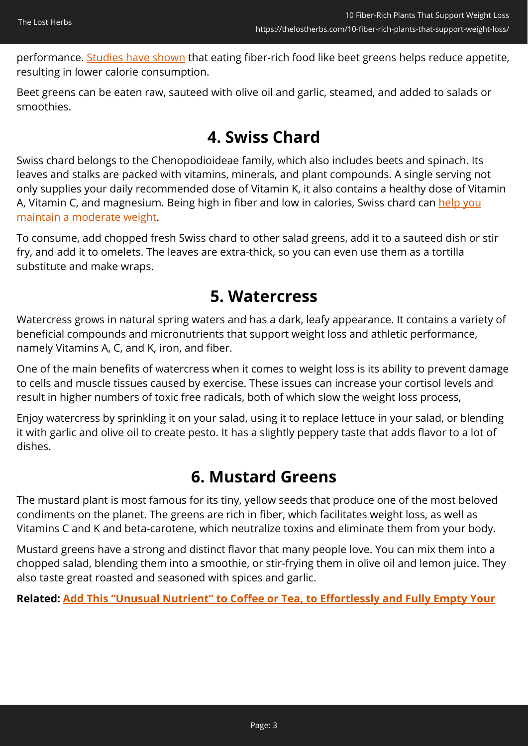performance. Studies have shown that eating fiber-rich food like beet greens helps reduce appetite, resulting in lower calorie consumption.

Beet greens can be eaten raw, sauteed with olive oil and garlic, steamed, and added to salads or smoothies.

## 4. Swiss Chard

Swiss chard belongs to the Chenopodioideae family, which also includes beets and spinach. Its leaves and stalks are packed with vitamins, minerals, and plant compounds. A single serving not only supplies your daily recommended dose of Vitamin K, it also contains a healthy dose of Vitamin A, Vitamin C, and magnesium. Being high in fiber and low in calories, Swiss chard can help you maintain a moderate weight.

To consume, add chopped fresh Swiss chard to other salad greens, add it to a sauteed dish or stir fry, and add it to omelets. The leaves are extra-thick, so you can even use them as a tortilla substitute and make wraps.

## 5. Watercress

Watercress grows in natural spring waters and has a dark, leafy appearance. It contains a variety of beneficial compounds and micronutrients that support weight loss and athletic performance, namely Vitamins A, C, and K, iron, and fiber.

One of the main benefits of watercress when it comes to weight loss is its ability to prevent damage to cells and muscle tissues caused by exercise. These issues can increase your cortisol levels and result in higher numbers of toxic free radicals, both of which slow the weight loss process,

Enjoy watercress by sprinkling it on your salad, using it to replace lettuce in your salad, or blending it with garlic and olive oil to create pesto. It has a slightly peppery taste that adds flavor to a lot of dishes.

## 6. Mustard Greens

The mustard plant is most famous for its tiny, yellow seeds that produce one of the most beloved condiments on the planet. The greens are rich in fiber, which facilitates weight loss, as well as Vitamins C and K and beta-carotene, which neutralize toxins and eliminate them from your body.

Mustard greens have a strong and distinct flavor that many people love. You can mix them into a chopped salad, blending them into a smoothie, or stir-frying them in olive oil and lemon juice. They also taste great roasted and seasoned with spices and garlic.

**Related: Add This "Unusual Nutrient" to Coffee or Tea, to Effortlessly and Fully Empty Your**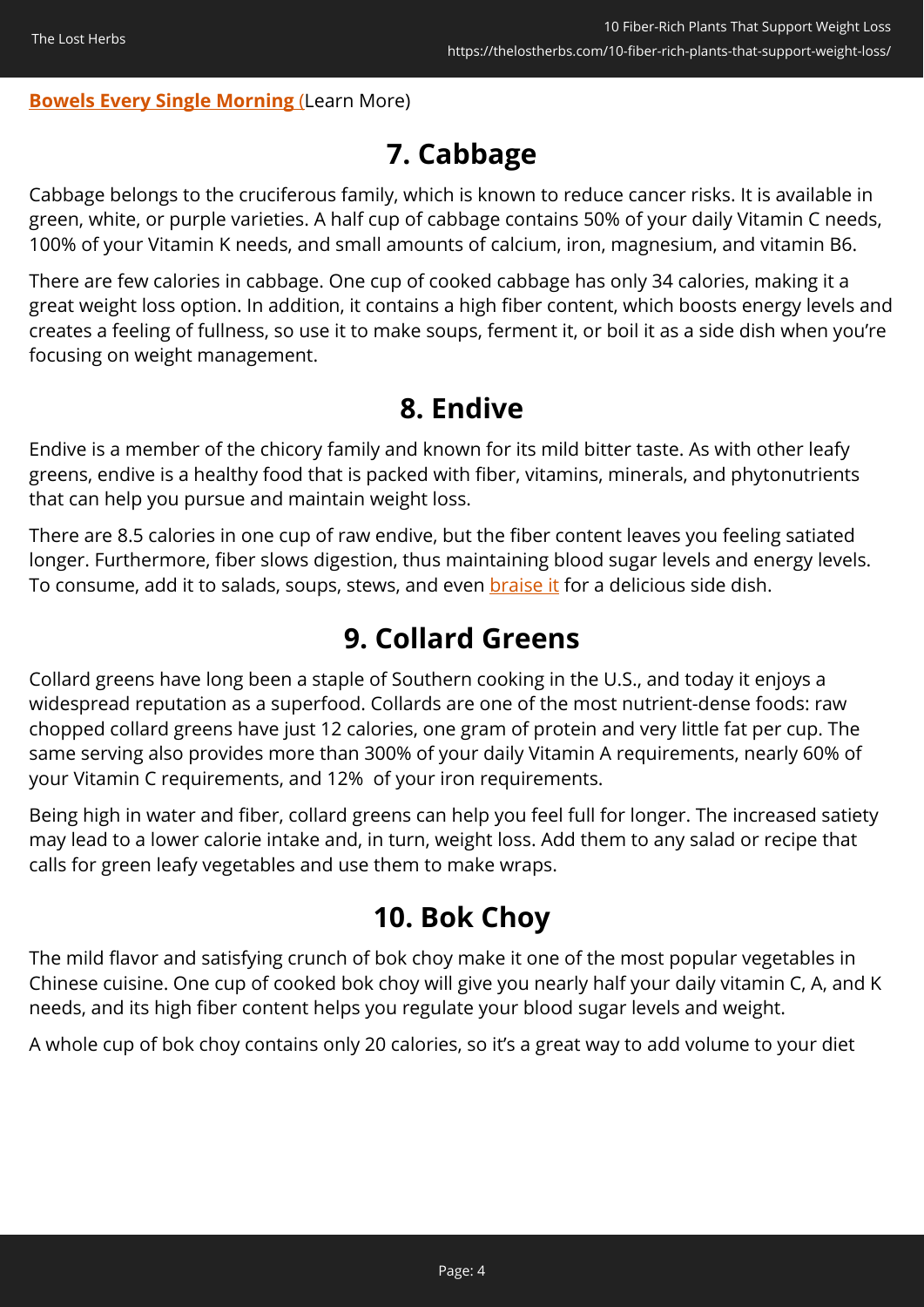**Bowels Every Single Morning** (Learn More)

## 7. Cabbage

Cabbage belongs to the cruciferous family, which is known to reduce cancer risks. It is available in green, white, or purple varieties. A half cup of cabbage contains 50% of your daily Vitamin C needs, 100% of your Vitamin K needs, and small amounts of calcium, iron, magnesium, and vitamin B6.

There are few calories in cabbage. One cup of cooked cabbage has only 34 calories, making it a great weight loss option. In addition, it contains a high fiber content, which boosts energy levels and creates a feeling of fullness, so use it to make soups, ferment it, or boil it as a side dish when you're focusing on weight management.

## 8. Endive

Endive is a member of the chicory family and known for its mild bitter taste. As with other leafy greens, endive is a healthy food that is packed with fiber, vitamins, minerals, and phytonutrients that can help you pursue and maintain weight loss.

There are 8.5 calories in one cup of raw endive, but the fiber content leaves you feeling satiated longer. Furthermore, fiber slows digestion, thus maintaining blood sugar levels and energy levels. To consume, add it to salads, soups, stews, and even braise it for a delicious side dish.

## 9. Collard Greens

Collard greens have long been a staple of Southern cooking in the U.S., and today it enjoys a widespread reputation as a superfood. Collards are one of the most nutrient-dense foods: raw chopped collard greens have just 12 calories, one gram of protein and very little fat per cup. The same serving also provides more than 300% of your daily Vitamin A requirements, nearly 60% of your Vitamin C requirements, and 12% of your iron requirements.

Being high in water and fiber, collard greens can help you feel full for longer. The increased satiety may lead to a lower calorie intake and, in turn, weight loss. Add them to any salad or recipe that calls for green leafy vegetables and use them to make wraps.

## 10. Bok Choy

The mild flavor and satisfying crunch of bok choy make it one of the most popular vegetables in Chinese cuisine. One cup of cooked bok choy will give you nearly half your daily vitamin C, A, and K needs, and its high fiber content helps you regulate your blood sugar levels and weight.

A whole cup of bok choy contains only 20 calories, so it's a great way to add volume to your diet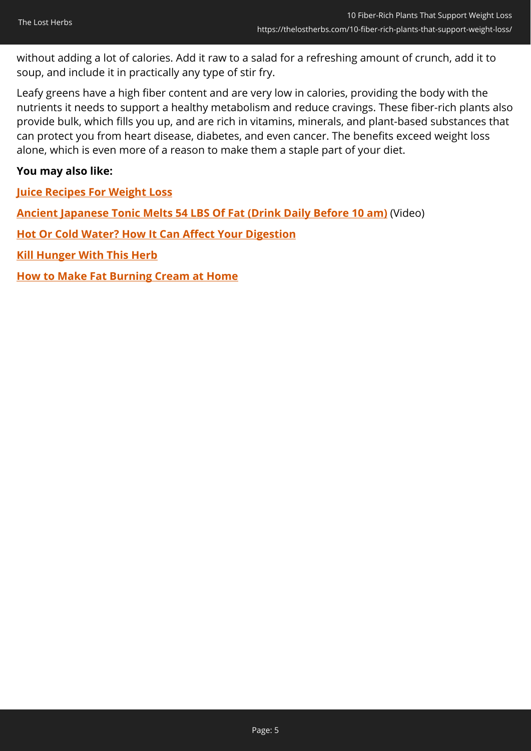without adding a lot of calories. Add it raw to a salad for a refreshing amount of crunch, add it to soup, and include it in practically any type of stir fry.

Leafy greens have a high fiber content and are very low in calories, providing the body with the nutrients it needs to support a healthy metabolism and reduce cravings. These fiber-rich plants also provide bulk, which fills you up, and are rich in vitamins, minerals, and plant-based substances that can protect you from heart disease, diabetes, and even cancer. The benefits exceed weight loss alone, which is even more of a reason to make them a staple part of your diet.

**You may also like:**

**Juice Recipes For Weight Loss**

**Ancient Japanese Tonic Melts 54 LBS Of Fat (Drink Daily Before 10 am)** (Video)

**Hot Or Cold Water? How It Can Affect Your Digestion**

**Kill Hunger With This Herb**

**How to Make Fat Burning Cream at Home**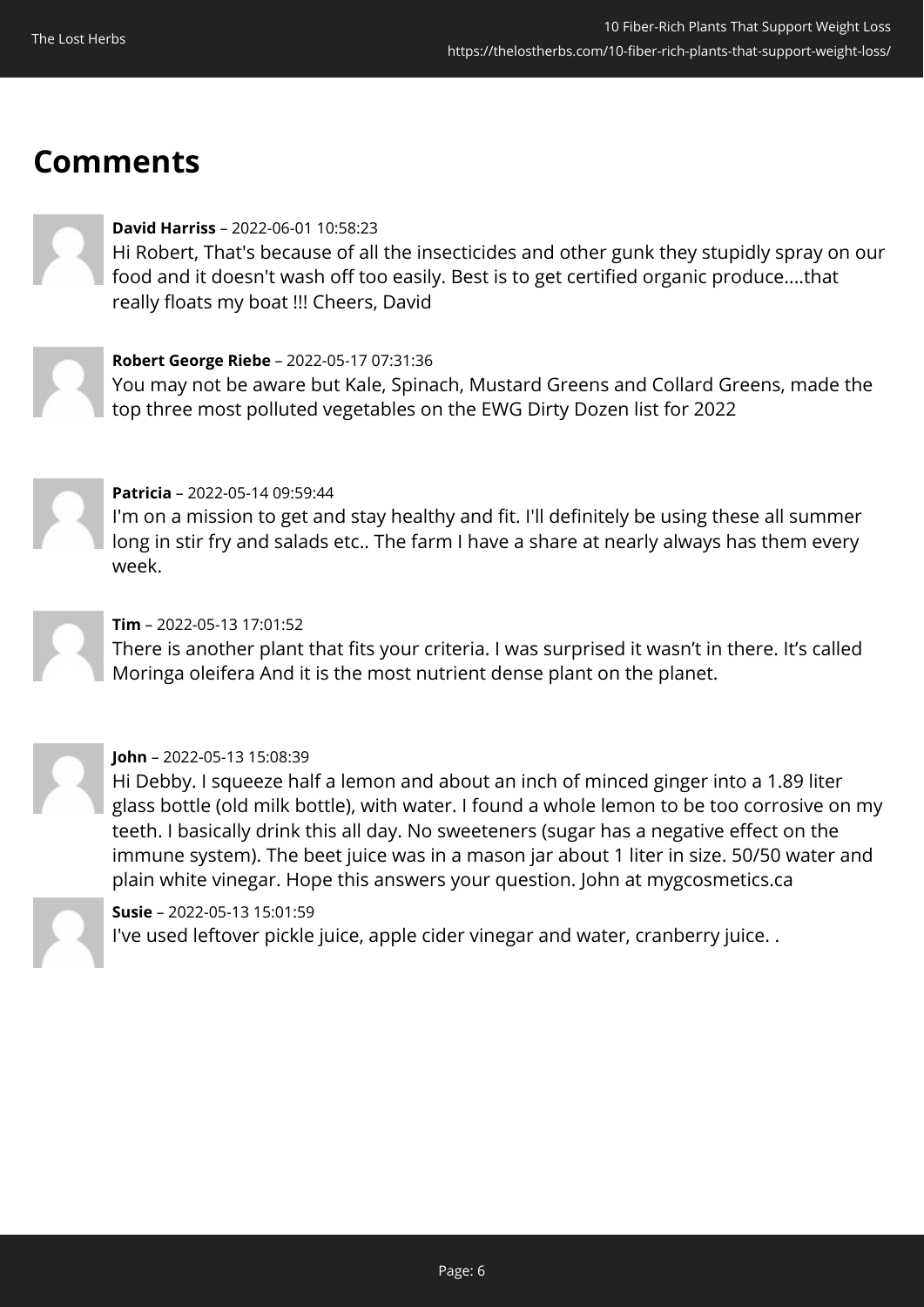## Comments

**David Harriss** – 2022-06-01 10:58:23
Hi Robert, That's because of all the insecticides and other gunk they stupidly spray on our food and it doesn't wash off too easily. Best is to get certified organic produce....that really floats my boat !!! Cheers, David

**Robert George Riebe** – 2022-05-17 07:31:36
You may not be aware but Kale, Spinach, Mustard Greens and Collard Greens, made the top three most polluted vegetables on the EWG Dirty Dozen list for 2022

**Patricia** – 2022-05-14 09:59:44
I'm on a mission to get and stay healthy and fit. I'll definitely be using these all summer long in stir fry and salads etc.. The farm I have a share at nearly always has them every week.

**Tim** – 2022-05-13 17:01:52
There is another plant that fits your criteria. I was surprised it wasn't in there. It's called Moringa oleifera And it is the most nutrient dense plant on the planet.

**John** – 2022-05-13 15:08:39
Hi Debby. I squeeze half a lemon and about an inch of minced ginger into a 1.89 liter glass bottle (old milk bottle), with water. I found a whole lemon to be too corrosive on my teeth. I basically drink this all day. No sweeteners (sugar has a negative effect on the immune system). The beet juice was in a mason jar about 1 liter in size. 50/50 water and plain white vinegar. Hope this answers your question. John at mygcosmetics.ca

**Susie** – 2022-05-13 15:01:59
I've used leftover pickle juice, apple cider vinegar and water, cranberry juice. .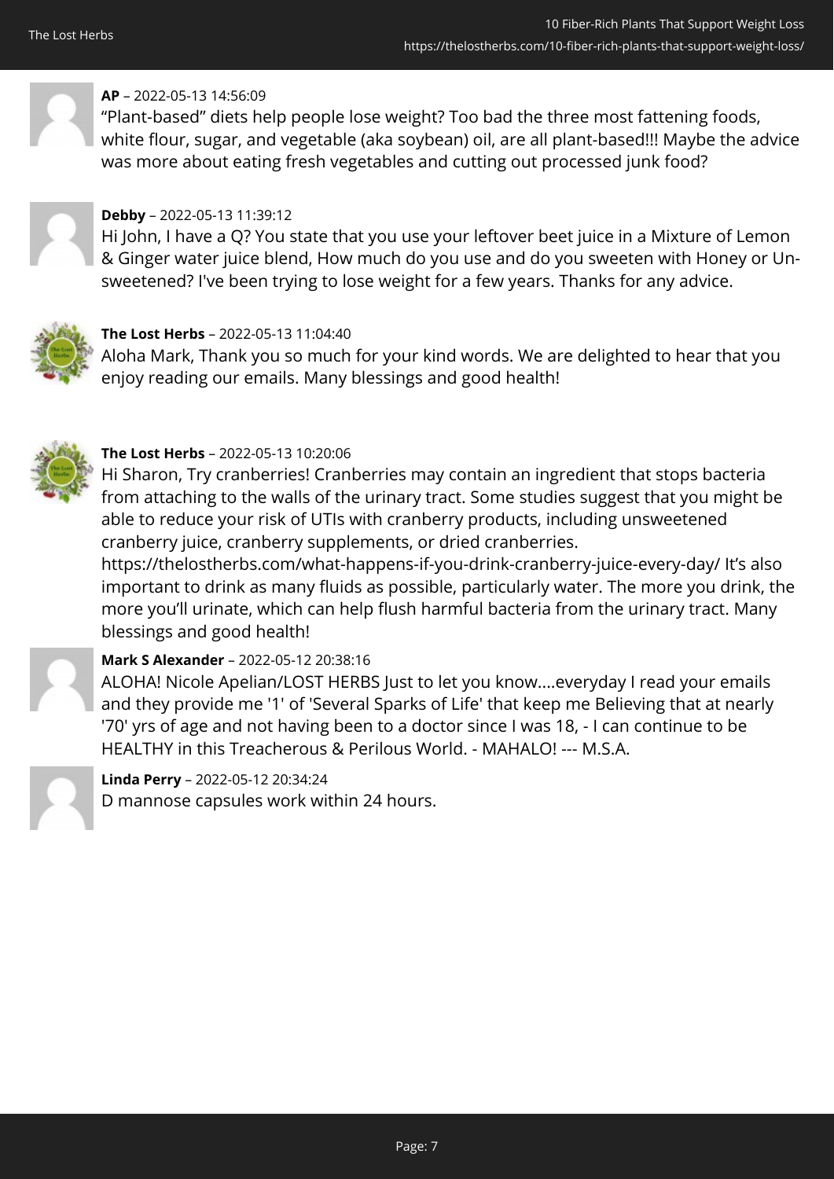**AP** – 2022-05-13 14:56:09

“Plant-based” diets help people lose weight? Too bad the three most fattening foods, white flour, sugar, and vegetable (aka soybean) oil, are all plant-based!!! Maybe the advice was more about eating fresh vegetables and cutting out processed junk food?

**Debby** – 2022-05-13 11:39:12

Hi John, I have a Q? You state that you use your leftover beet juice in a Mixture of Lemon & Ginger water juice blend, How much do you use and do you sweeten with Honey or Un-sweetened? I've been trying to lose weight for a few years. Thanks for any advice.

**The Lost Herbs** – 2022-05-13 11:04:40

Aloha Mark, Thank you so much for your kind words. We are delighted to hear that you enjoy reading our emails. Many blessings and good health!

**The Lost Herbs** – 2022-05-13 10:20:06

Hi Sharon, Try cranberries! Cranberries may contain an ingredient that stops bacteria from attaching to the walls of the urinary tract. Some studies suggest that you might be able to reduce your risk of UTIs with cranberry products, including unsweetened cranberry juice, cranberry supplements, or dried cranberries. https://thelostherbs.com/what-happens-if-you-drink-cranberry-juice-every-day/ It’s also important to drink as many fluids as possible, particularly water. The more you drink, the more you’ll urinate, which can help flush harmful bacteria from the urinary tract. Many blessings and good health!

**Mark S Alexander** – 2022-05-12 20:38:16

ALOHA! Nicole Apelian/LOST HERBS Just to let you know....everyday I read your emails and they provide me '1' of 'Several Sparks of Life' that keep me Believing that at nearly '70' yrs of age and not having been to a doctor since I was 18, - I can continue to be HEALTHY in this Treacherous & Perilous World. - MAHALO! --- M.S.A.

**Linda Perry** – 2022-05-12 20:34:24

D mannose capsules work within 24 hours.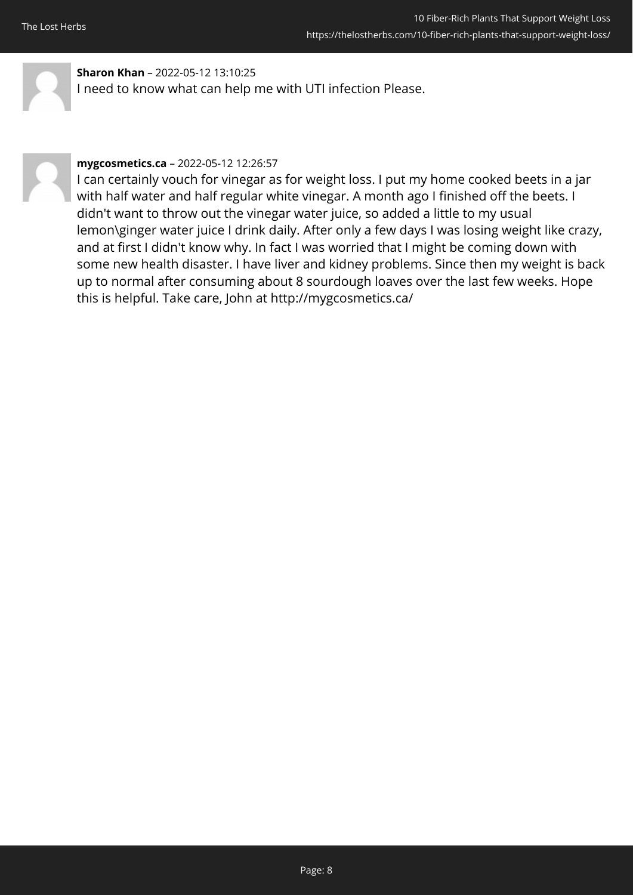**Sharon Khan** – 2022-05-12 13:10:25
I need to know what can help me with UTI infection Please.

**mygcosmetics.ca** – 2022-05-12 12:26:57
I can certainly vouch for vinegar as for weight loss. I put my home cooked beets in a jar with half water and half regular white vinegar. A month ago I finished off the beets. I didn't want to throw out the vinegar water juice, so added a little to my usual lemon\ginger water juice I drink daily. After only a few days I was losing weight like crazy, and at first I didn't know why. In fact I was worried that I might be coming down with some new health disaster. I have liver and kidney problems. Since then my weight is back up to normal after consuming about 8 sourdough loaves over the last few weeks. Hope this is helpful. Take care, John at http://mygcosmetics.ca/